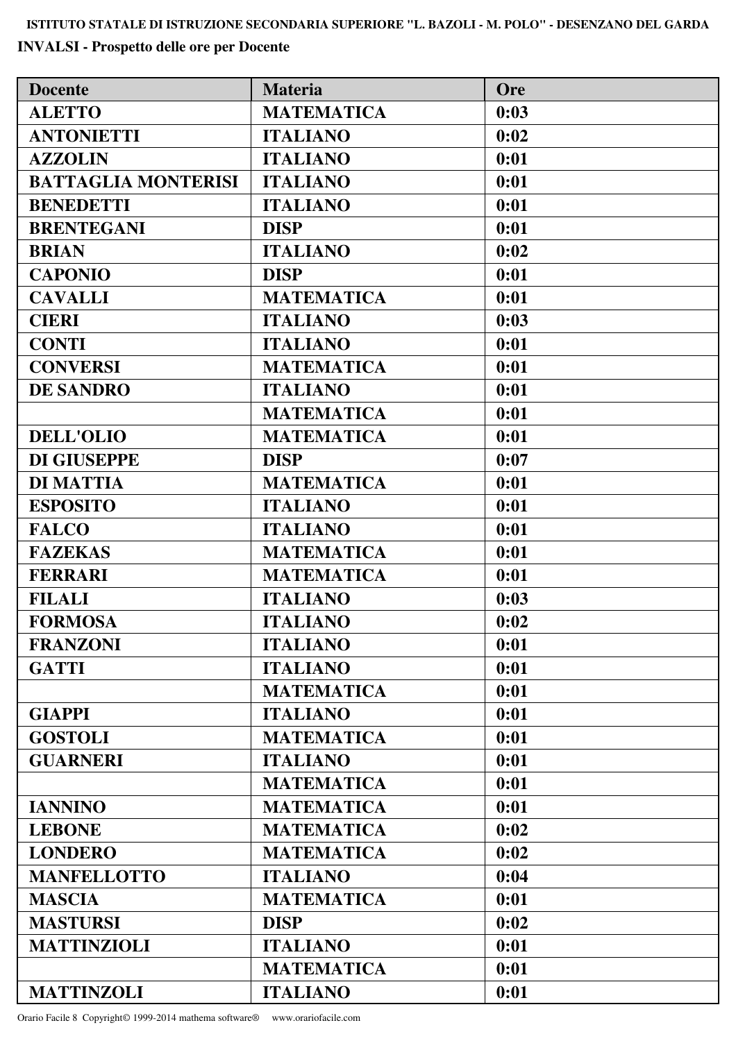**ISTITUTO STATALE DI ISTRUZIONE SECONDARIA SUPERIORE "L. BAZOLI - M. POLO" - DESENZANO DEL GARDA**

**INVALSI - Prospetto delle ore per Docente**

| Docente | Materia | Ore |
|---|---|---|
| ALETTO | MATEMATICA | 0:03 |
| ANTONIETTI | ITALIANO | 0:02 |
| AZZOLIN | ITALIANO | 0:01 |
| BATTAGLIA MONTERISI | ITALIANO | 0:01 |
| BENEDETTI | ITALIANO | 0:01 |
| BRENTEGANI | DISP | 0:01 |
| BRIAN | ITALIANO | 0:02 |
| CAPONIO | DISP | 0:01 |
| CAVALLI | MATEMATICA | 0:01 |
| CIERI | ITALIANO | 0:03 |
| CONTI | ITALIANO | 0:01 |
| CONVERSI | MATEMATICA | 0:01 |
| DE SANDRO | ITALIANO | 0:01 |
| | MATEMATICA | 0:01 |
| DELL'OLIO | MATEMATICA | 0:01 |
| DI GIUSEPPE | DISP | 0:07 |
| DI MATTIA | MATEMATICA | 0:01 |
| ESPOSITO | ITALIANO | 0:01 |
| FALCO | ITALIANO | 0:01 |
| FAZEKAS | MATEMATICA | 0:01 |
| FERRARI | MATEMATICA | 0:01 |
| FILALI | ITALIANO | 0:03 |
| FORMOSA | ITALIANO | 0:02 |
| FRANZONI | ITALIANO | 0:01 |
| GATTI | ITALIANO | 0:01 |
| | MATEMATICA | 0:01 |
| GIAPPI | ITALIANO | 0:01 |
| GOSTOLI | MATEMATICA | 0:01 |
| GUARNERI | ITALIANO | 0:01 |
| | MATEMATICA | 0:01 |
| IANNINO | MATEMATICA | 0:01 |
| LEBONE | MATEMATICA | 0:02 |
| LONDERO | MATEMATICA | 0:02 |
| MANFELLOTTO | ITALIANO | 0:04 |
| MASCIA | MATEMATICA | 0:01 |
| MASTURSI | DISP | 0:02 |
| MATTINZIOLI | ITALIANO | 0:01 |
| | MATEMATICA | 0:01 |
| MATTINZOLI | ITALIANO | 0:01 |

Orario Facile 8 Copyright© 1999-2014 mathema software® www.orariofacile.com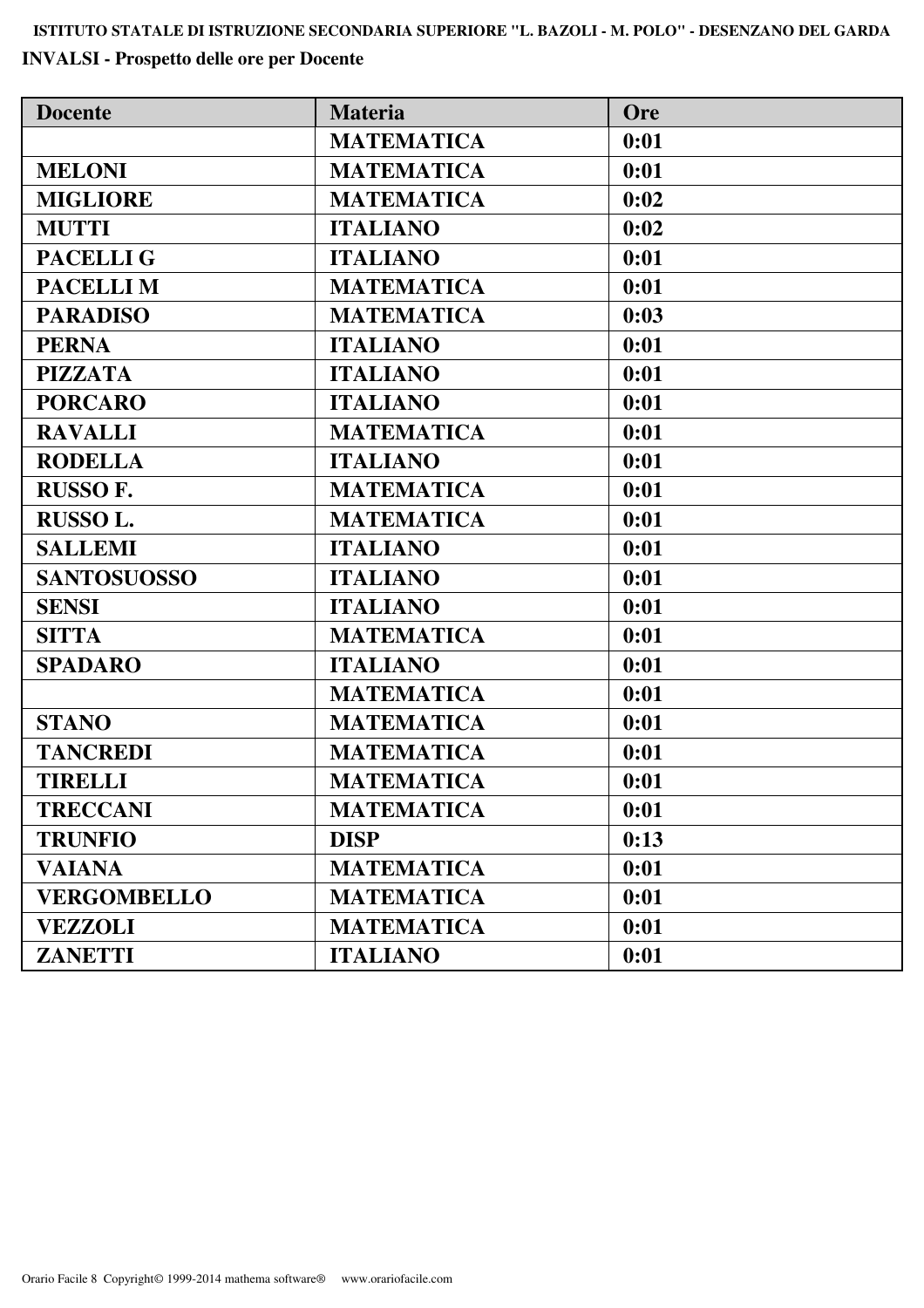ISTITUTO STATALE DI ISTRUZIONE SECONDARIA SUPERIORE "L. BAZOLI - M. POLO" - DESENZANO DEL GARDA

**INVALSI - Prospetto delle ore per Docente**

| Docente | Materia | Ore |
|---|---|---|
| | MATEMATICA | 0:01 |
| MELONI | MATEMATICA | 0:01 |
| MIGLIORE | MATEMATICA | 0:02 |
| MUTTI | ITALIANO | 0:02 |
| PACELLI G | ITALIANO | 0:01 |
| PACELLI M | MATEMATICA | 0:01 |
| PARADISO | MATEMATICA | 0:03 |
| PERNA | ITALIANO | 0:01 |
| PIZZATA | ITALIANO | 0:01 |
| PORCARO | ITALIANO | 0:01 |
| RAVALLI | MATEMATICA | 0:01 |
| RODELLA | ITALIANO | 0:01 |
| RUSSO F. | MATEMATICA | 0:01 |
| RUSSO L. | MATEMATICA | 0:01 |
| SALLEMI | ITALIANO | 0:01 |
| SANTOSUOSSO | ITALIANO | 0:01 |
| SENSI | ITALIANO | 0:01 |
| SITTA | MATEMATICA | 0:01 |
| SPADARO | ITALIANO | 0:01 |
| | MATEMATICA | 0:01 |
| STANO | MATEMATICA | 0:01 |
| TANCREDI | MATEMATICA | 0:01 |
| TIRELLI | MATEMATICA | 0:01 |
| TRECCANI | MATEMATICA | 0:01 |
| TRUNFIO | DISP | 0:13 |
| VAIANA | MATEMATICA | 0:01 |
| VERGOMBELLO | MATEMATICA | 0:01 |
| VEZZOLI | MATEMATICA | 0:01 |
| ZANETTI | ITALIANO | 0:01 |